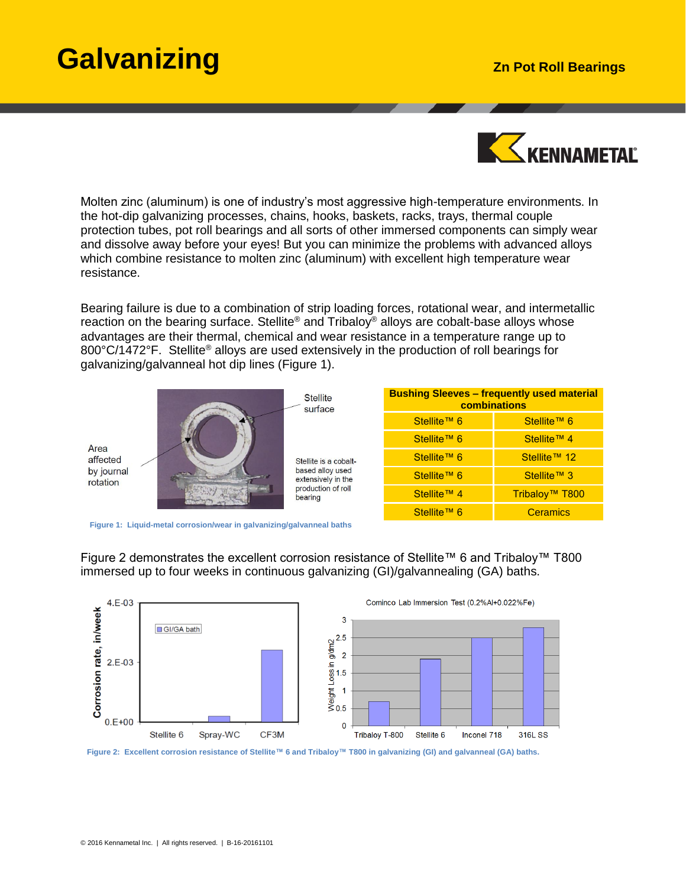# Galvanizing

**Zn Pot Roll Bearings**

Molten zinc (aluminum) is one of industry's most aggressive high-temperature environments. In the hot-dip galvanizing processes, chains, hooks, baskets, racks, trays, thermal couple protection tubes, pot roll bearings and all sorts of other immersed components can simply wear and dissolve away before your eyes! But you can minimize the problems with advanced alloys which combine resistance to molten zinc (aluminum) with excellent high temperature wear resistance.

Bearing failure is due to a combination of strip loading forces, rotational wear, and intermetallic reaction on the bearing surface. Stellite® and Tribaloy® alloys are cobalt-base alloys whose advantages are their thermal, chemical and wear resistance in a temperature range up to 800°C/1472°F. Stellite® alloys are used extensively in the production of roll bearings for galvanizing/galvanneal hot dip lines (Figure 1).

Stellite surface

Area affected by journal rotation

Stellite is a cobalt-based alloy used extensively in the production of roll bearing

**Figure 1: Liquid-metal corrosion/wear in galvanizing/galvanneal baths**

| Bushing Sleeves – frequently used material combinations | |
|---|---|
| Stellite™ 6 | Stellite™ 6 |
| Stellite™ 6 | Stellite™ 4 |
| Stellite™ 6 | Stellite™ 12 |
| Stellite™ 6 | Stellite™ 3 |
| Stellite™ 4 | Tribaloy™ T800 |
| Stellite™ 6 | Ceramics |

Figure 2 demonstrates the excellent corrosion resistance of Stellite™ 6 and Tribaloy™ T800 immersed up to four weeks in continuous galvanizing (GI)/galvannealing (GA) baths.

**Figure 2: Excellent corrosion resistance of Stellite™ 6 and Tribaloy™ T800 in galvanizing (GI) and galvanneal (GA) baths.**

© 2016 Kennametal Inc. | All rights reserved. | B-16-20161101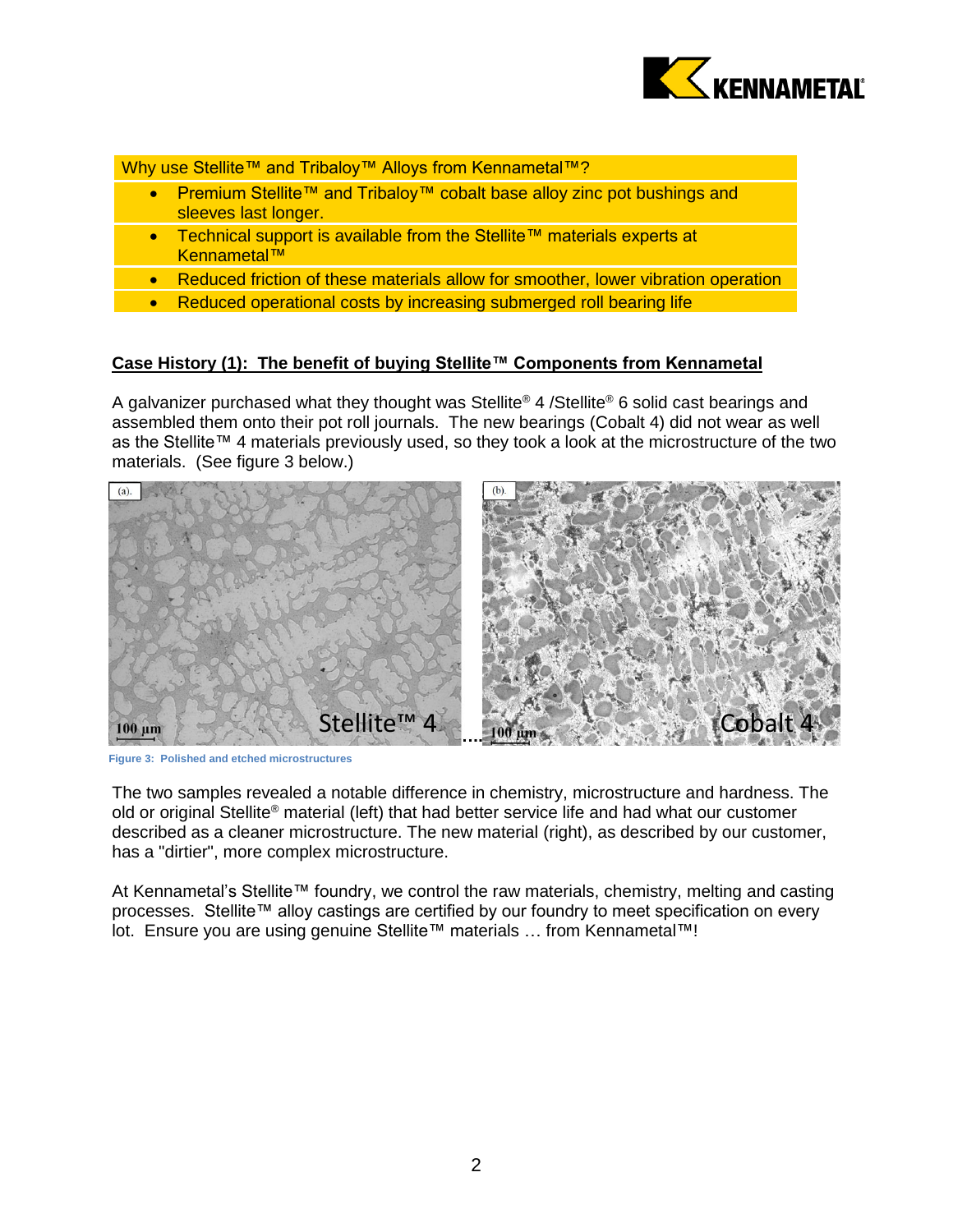Why use Stellite™ and Tribaloy™ Alloys from Kennametal™?

- Premium Stellite™ and Tribaloy™ cobalt base alloy zinc pot bushings and sleeves last longer.
- Technical support is available from the Stellite™ materials experts at Kennametal™
- Reduced friction of these materials allow for smoother, lower vibration operation
- Reduced operational costs by increasing submerged roll bearing life

**Case History (1): The benefit of buying Stellite™ Components from Kennametal**

A galvanizer purchased what they thought was Stellite® 4 /Stellite® 6 solid cast bearings and assembled them onto their pot roll journals. The new bearings (Cobalt 4) did not wear as well as the Stellite™ 4 materials previously used, so they took a look at the microstructure of the two materials. (See figure 3 below.)

Figure 3: Polished and etched microstructures

The two samples revealed a notable difference in chemistry, microstructure and hardness. The old or original Stellite® material (left) that had better service life and had what our customer described as a cleaner microstructure. The new material (right), as described by our customer, has a "dirtier", more complex microstructure.

At Kennametal's Stellite™ foundry, we control the raw materials, chemistry, melting and casting processes. Stellite™ alloy castings are certified by our foundry to meet specification on every lot. Ensure you are using genuine Stellite™ materials … from Kennametal™!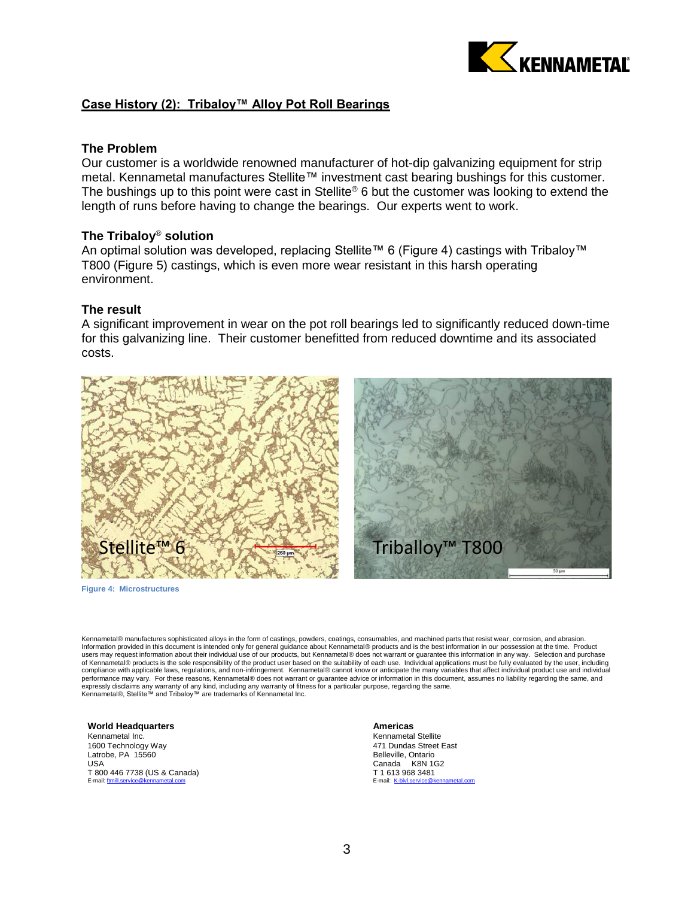## Case History (2): Tribaloy™ Alloy Pot Roll Bearings

### The Problem

Our customer is a worldwide renowned manufacturer of hot-dip galvanizing equipment for strip metal. Kennametal manufactures Stellite™ investment cast bearing bushings for this customer. The bushings up to this point were cast in Stellite® 6 but the customer was looking to extend the length of runs before having to change the bearings. Our experts went to work.

### The Tribaloy® solution

An optimal solution was developed, replacing Stellite™ 6 (Figure 4) castings with Tribaloy™ T800 (Figure 5) castings, which is even more wear resistant in this harsh operating environment.

### The result

A significant improvement in wear on the pot roll bearings led to significantly reduced down-time for this galvanizing line. Their customer benefitted from reduced downtime and its associated costs.

Stellite™ 6

250 µm

Triballoy™ T800

50 µm

**Figure 4: Microstructures**

Kennametal® manufactures sophisticated alloys in the form of castings, powders, coatings, consumables, and machined parts that resist wear, corrosion, and abrasion. Information provided in this document is intended only for general guidance about Kennametal® products and is the best information in our possession at the time. Product users may request information about their individual use of our products, but Kennametal® does not warrant or guarantee this information in any way. Selection and purchase of Kennametal® products is the sole responsibility of the product user based on the suitability of each use. Individual applications must be fully evaluated by the user, including compliance with applicable laws, regulations, and non-infringement. Kennametal® cannot know or anticipate the many variables that affect individual product use and individual performance may vary. For these reasons, Kennametal® does not warrant or guarantee advice or information in this document, assumes no liability regarding the same, and expressly disclaims any warranty of any kind, including any warranty of fitness for a particular purpose, regarding the same.
Kennametal®, Stellite™ and Tribaloy™ are trademarks of Kennametal Inc.

**World Headquarters**
Kennametal Inc.
1600 Technology Way
Latrobe, PA 15560
USA
T 800 446 7738 (US & Canada)
E-mail: ftmill.service@kennametal.com

**Americas**
Kennametal Stellite
471 Dundas Street East
Belleville, Ontario
Canada K8N 1G2
T 1 613 968 3481
E-mail: K-blvl.service@kennametal.com